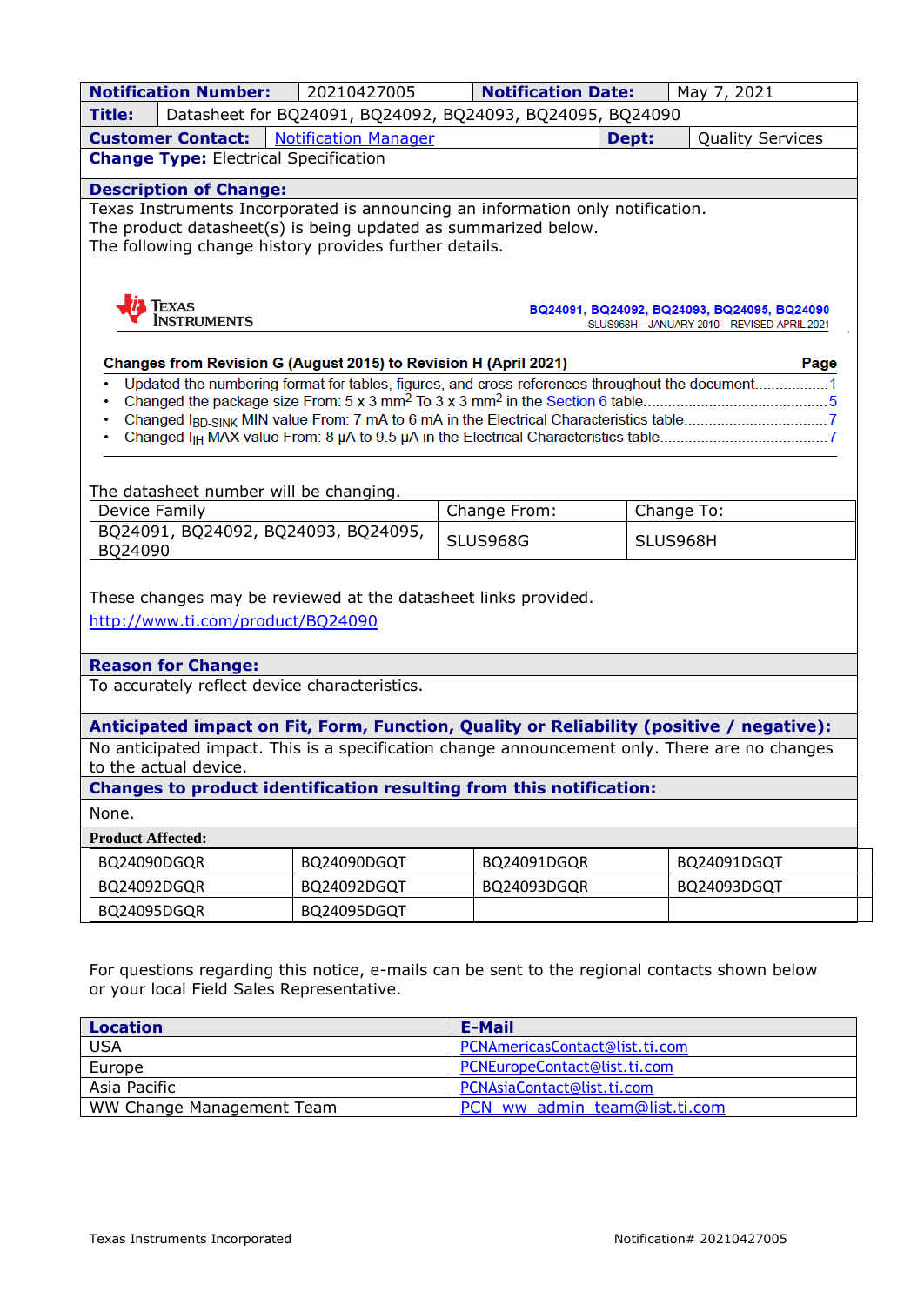| **Notification Number:** | 20210427005 | **Notification Date:** | May 7, 2021 |
|---|---|---|---|
| **Title:** | Datasheet for BQ24091, BQ24092, BQ24093, BQ24095, BQ24090 | | |
| **Customer Contact:** | Notification Manager | **Dept:** | Quality Services |
| **Change Type:** Electrical Specification | | | |

## Description of Change:

Texas Instruments Incorporated is announcing an information only notification.
The product datasheet(s) is being updated as summarized below.
The following change history provides further details.

TEXAS INSTRUMENTS — BQ24091, BQ24092, BQ24093, BQ24095, BQ24090
SLUS968H – JANUARY 2010 – REVISED APRIL 2021

**Changes from Revision G (August 2015) to Revision H (April 2021)** — **Page**

- Updated the numbering format for tables, figures, and cross-references throughout the document.................. 1
- Changed the package size From: 5 x 3 $mm^2$ To 3 x 3 $mm^2$ in the Section 6 table............................................. 5
- Changed $I_{BD\text{-}SINK}$ MIN value From: 7 mA to 6 mA in the Electrical Characteristics table.................................. 7
- Changed $I_{IH}$ MAX value From: 8 µA to 9.5 µA in the Electrical Characteristics table........................................ 7

The datasheet number will be changing.

| Device Family | Change From: | Change To: |
|---|---|---|
| BQ24091, BQ24092, BQ24093, BQ24095, BQ24090 | SLUS968G | SLUS968H |

These changes may be reviewed at the datasheet links provided.
http://www.ti.com/product/BQ24090

## Reason for Change:

To accurately reflect device characteristics.

## Anticipated impact on Fit, Form, Function, Quality or Reliability (positive / negative):

No anticipated impact. This is a specification change announcement only. There are no changes to the actual device.

## Changes to product identification resulting from this notification:

None.

## Product Affected:

| | | | |
|---|---|---|---|
| BQ24090DGQR | BQ24090DGQT | BQ24091DGQR | BQ24091DGQT |
| BQ24092DGQR | BQ24092DGQT | BQ24093DGQR | BQ24093DGQT |
| BQ24095DGQR | BQ24095DGQT | | |

For questions regarding this notice, e-mails can be sent to the regional contacts shown below or your local Field Sales Representative.

| **Location** | **E-Mail** |
|---|---|
| USA | PCNAmericasContact@list.ti.com |
| Europe | PCNEuropeContact@list.ti.com |
| Asia Pacific | PCNAsiaContact@list.ti.com |
| WW Change Management Team | PCN_ww_admin_team@list.ti.com |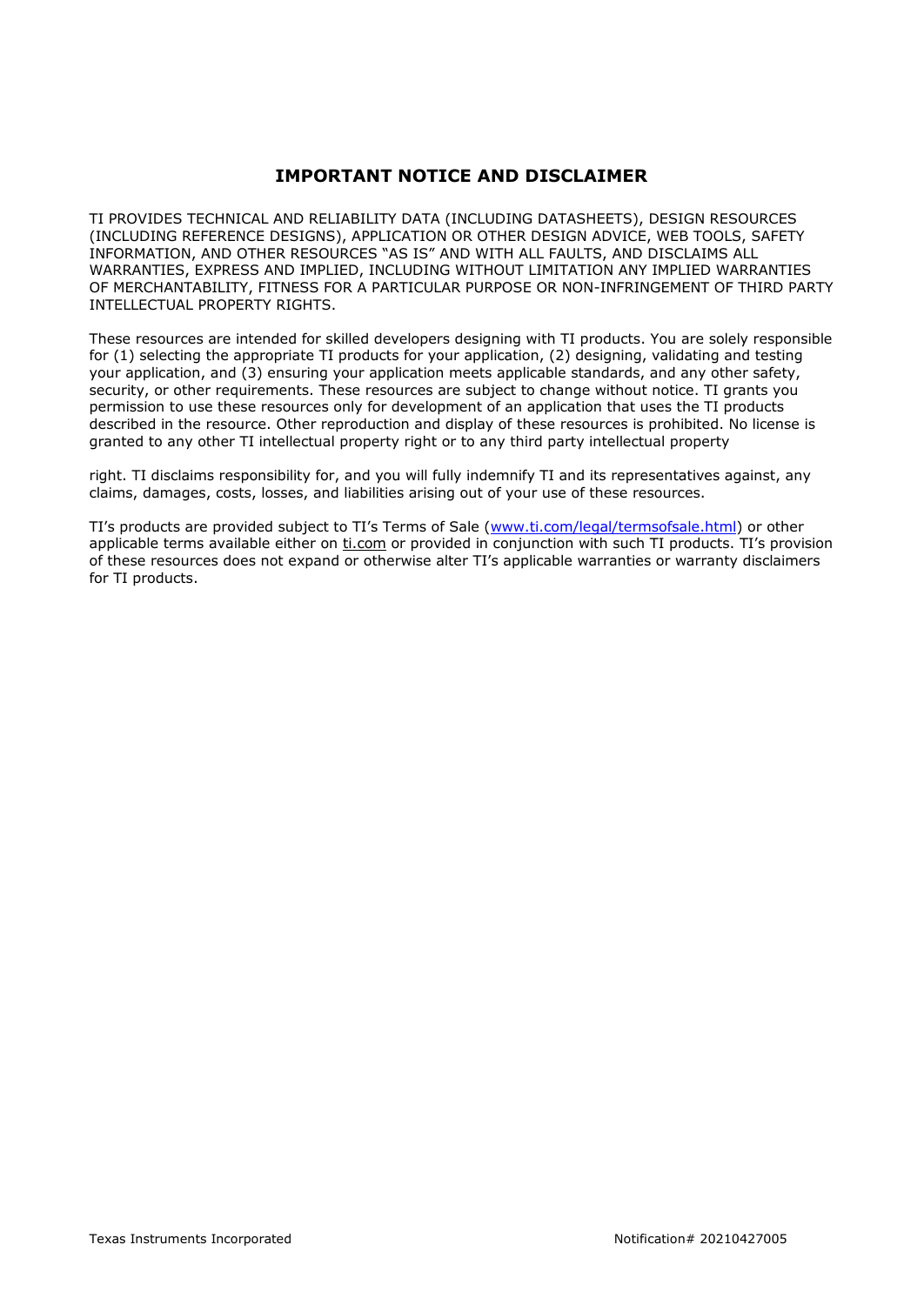## IMPORTANT NOTICE AND DISCLAIMER

TI PROVIDES TECHNICAL AND RELIABILITY DATA (INCLUDING DATASHEETS), DESIGN RESOURCES (INCLUDING REFERENCE DESIGNS), APPLICATION OR OTHER DESIGN ADVICE, WEB TOOLS, SAFETY INFORMATION, AND OTHER RESOURCES "AS IS" AND WITH ALL FAULTS, AND DISCLAIMS ALL WARRANTIES, EXPRESS AND IMPLIED, INCLUDING WITHOUT LIMITATION ANY IMPLIED WARRANTIES OF MERCHANTABILITY, FITNESS FOR A PARTICULAR PURPOSE OR NON-INFRINGEMENT OF THIRD PARTY INTELLECTUAL PROPERTY RIGHTS.

These resources are intended for skilled developers designing with TI products. You are solely responsible for (1) selecting the appropriate TI products for your application, (2) designing, validating and testing your application, and (3) ensuring your application meets applicable standards, and any other safety, security, or other requirements. These resources are subject to change without notice. TI grants you permission to use these resources only for development of an application that uses the TI products described in the resource. Other reproduction and display of these resources is prohibited. No license is granted to any other TI intellectual property right or to any third party intellectual property

right. TI disclaims responsibility for, and you will fully indemnify TI and its representatives against, any claims, damages, costs, losses, and liabilities arising out of your use of these resources.

TI's products are provided subject to TI's Terms of Sale (www.ti.com/legal/termsofsale.html) or other applicable terms available either on ti.com or provided in conjunction with such TI products. TI's provision of these resources does not expand or otherwise alter TI's applicable warranties or warranty disclaimers for TI products.

Texas Instruments Incorporated

Notification# 20210427005